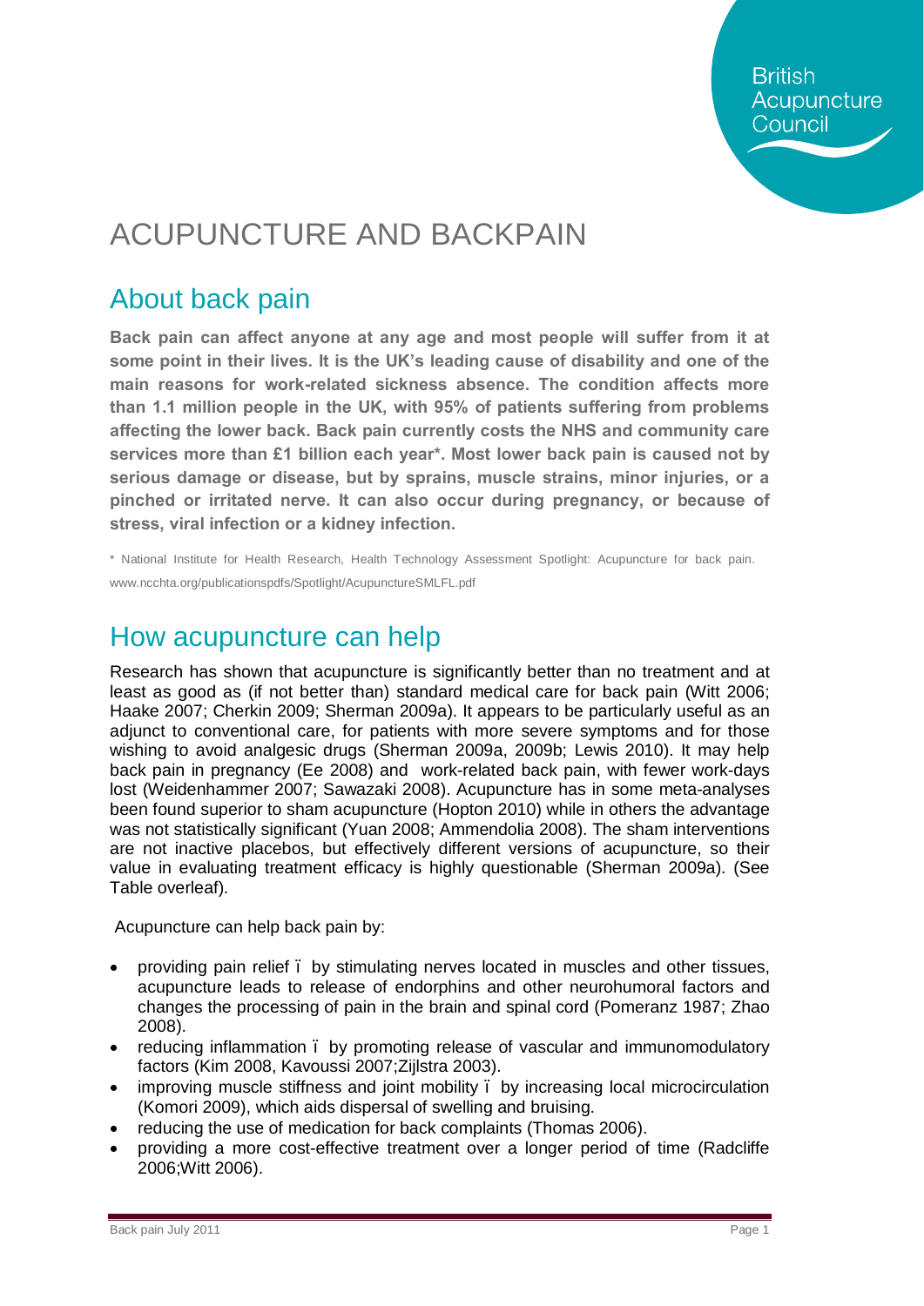British Acupuncture Council

# ACUPUNCTURE AND BACKPAIN

## About back pain

**Back pain can affect anyone at any age and most people will suffer from it at some point in their lives. It is the UK's leading cause of disability and one of the main reasons for work-related sickness absence. The condition affects more than 1.1 million people in the UK, with 95% of patients suffering from problems affecting the lower back. Back pain currently costs the NHS and community care services more than £1 billion each year\*. Most lower back pain is caused not by serious damage or disease, but by sprains, muscle strains, minor injuries, or a pinched or irritated nerve. It can also occur during pregnancy, or because of stress, viral infection or a kidney infection.**

\* National Institute for Health Research, Health Technology Assessment Spotlight: Acupuncture for back pain. www.ncchta.org/publicationspdfs/Spotlight/AcupunctureSMLFL.pdf

## How acupuncture can help

Research has shown that acupuncture is significantly better than no treatment and at least as good as (if not better than) standard medical care for back pain (Witt 2006; Haake 2007; Cherkin 2009; Sherman 2009a). It appears to be particularly useful as an adjunct to conventional care, for patients with more severe symptoms and for those wishing to avoid analgesic drugs (Sherman 2009a, 2009b; Lewis 2010). It may help back pain in pregnancy (Ee 2008) and work-related back pain, with fewer work-days lost (Weidenhammer 2007; Sawazaki 2008). Acupuncture has in some meta-analyses been found superior to sham acupuncture (Hopton 2010) while in others the advantage was not statistically significant (Yuan 2008; Ammendolia 2008). The sham interventions are not inactive placebos, but effectively different versions of acupuncture, so their value in evaluating treatment efficacy is highly questionable (Sherman 2009a). (See Table overleaf).

Acupuncture can help back pain by:

- providing pain relief – by stimulating nerves located in muscles and other tissues, acupuncture leads to release of endorphins and other neurohumoral factors and changes the processing of pain in the brain and spinal cord (Pomeranz 1987; Zhao 2008).
- reducing inflammation – by promoting release of vascular and immunomodulatory factors (Kim 2008, Kavoussi 2007;Zijlstra 2003).
- improving muscle stiffness and joint mobility – by increasing local microcirculation (Komori 2009), which aids dispersal of swelling and bruising.
- reducing the use of medication for back complaints (Thomas 2006).
- providing a more cost-effective treatment over a longer period of time (Radcliffe 2006;Witt 2006).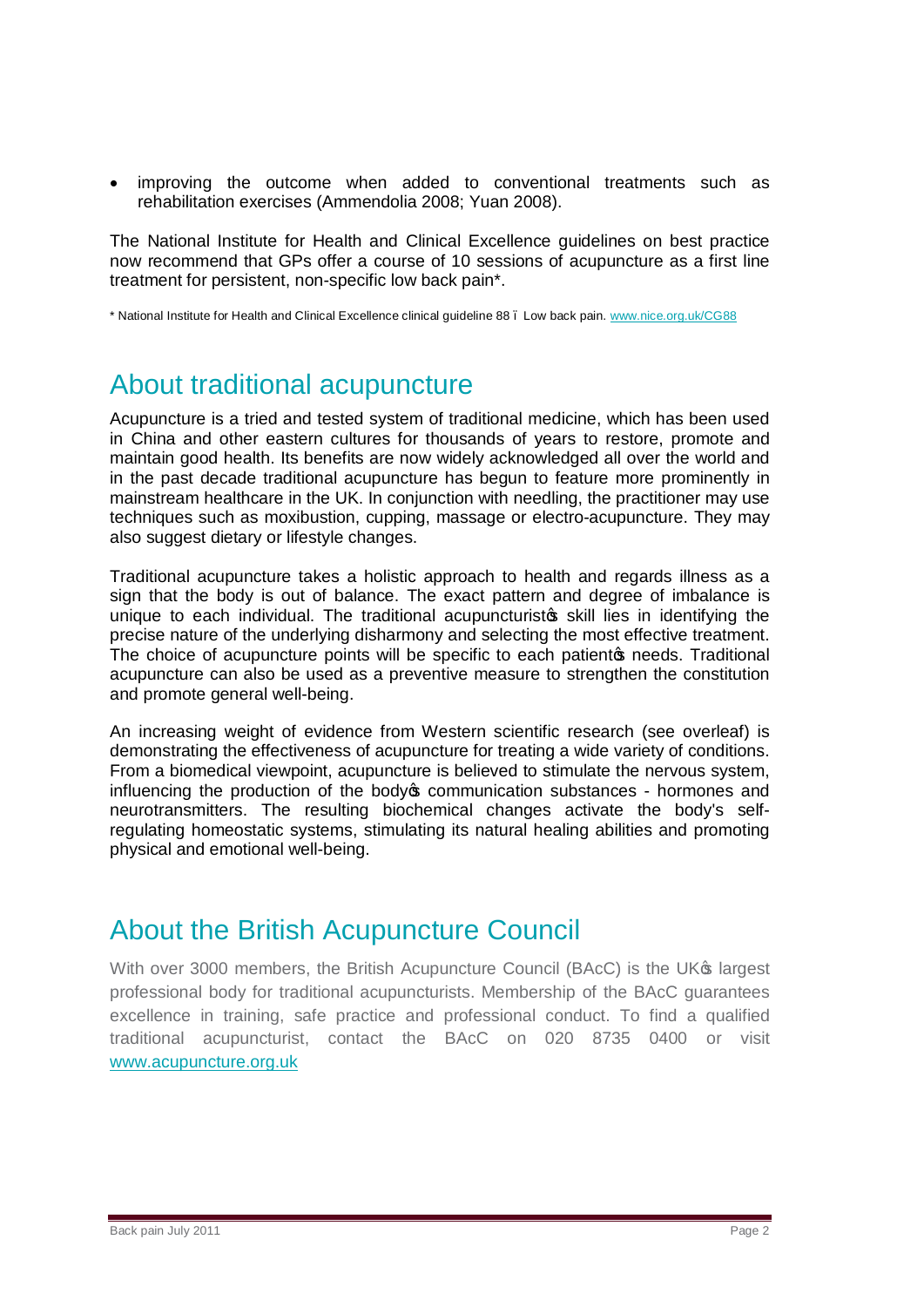- improving the outcome when added to conventional treatments such as rehabilitation exercises (Ammendolia 2008; Yuan 2008).

The National Institute for Health and Clinical Excellence guidelines on best practice now recommend that GPs offer a course of 10 sessions of acupuncture as a first line treatment for persistent, non-specific low back pain*.

* National Institute for Health and Clinical Excellence clinical guideline 88 – Low back pain. www.nice.org.uk/CG88

## About traditional acupuncture

Acupuncture is a tried and tested system of traditional medicine, which has been used in China and other eastern cultures for thousands of years to restore, promote and maintain good health. Its benefits are now widely acknowledged all over the world and in the past decade traditional acupuncture has begun to feature more prominently in mainstream healthcare in the UK. In conjunction with needling, the practitioner may use techniques such as moxibustion, cupping, massage or electro-acupuncture. They may also suggest dietary or lifestyle changes.

Traditional acupuncture takes a holistic approach to health and regards illness as a sign that the body is out of balance. The exact pattern and degree of imbalance is unique to each individual. The traditional acupuncturist's skill lies in identifying the precise nature of the underlying disharmony and selecting the most effective treatment. The choice of acupuncture points will be specific to each patient's needs. Traditional acupuncture can also be used as a preventive measure to strengthen the constitution and promote general well-being.

An increasing weight of evidence from Western scientific research (see overleaf) is demonstrating the effectiveness of acupuncture for treating a wide variety of conditions. From a biomedical viewpoint, acupuncture is believed to stimulate the nervous system, influencing the production of the body's communication substances - hormones and neurotransmitters. The resulting biochemical changes activate the body's self-regulating homeostatic systems, stimulating its natural healing abilities and promoting physical and emotional well-being.

## About the British Acupuncture Council

With over 3000 members, the British Acupuncture Council (BAcC) is the UK's largest professional body for traditional acupuncturists. Membership of the BAcC guarantees excellence in training, safe practice and professional conduct. To find a qualified traditional acupuncturist, contact the BAcC on 020 8735 0400 or visit www.acupuncture.org.uk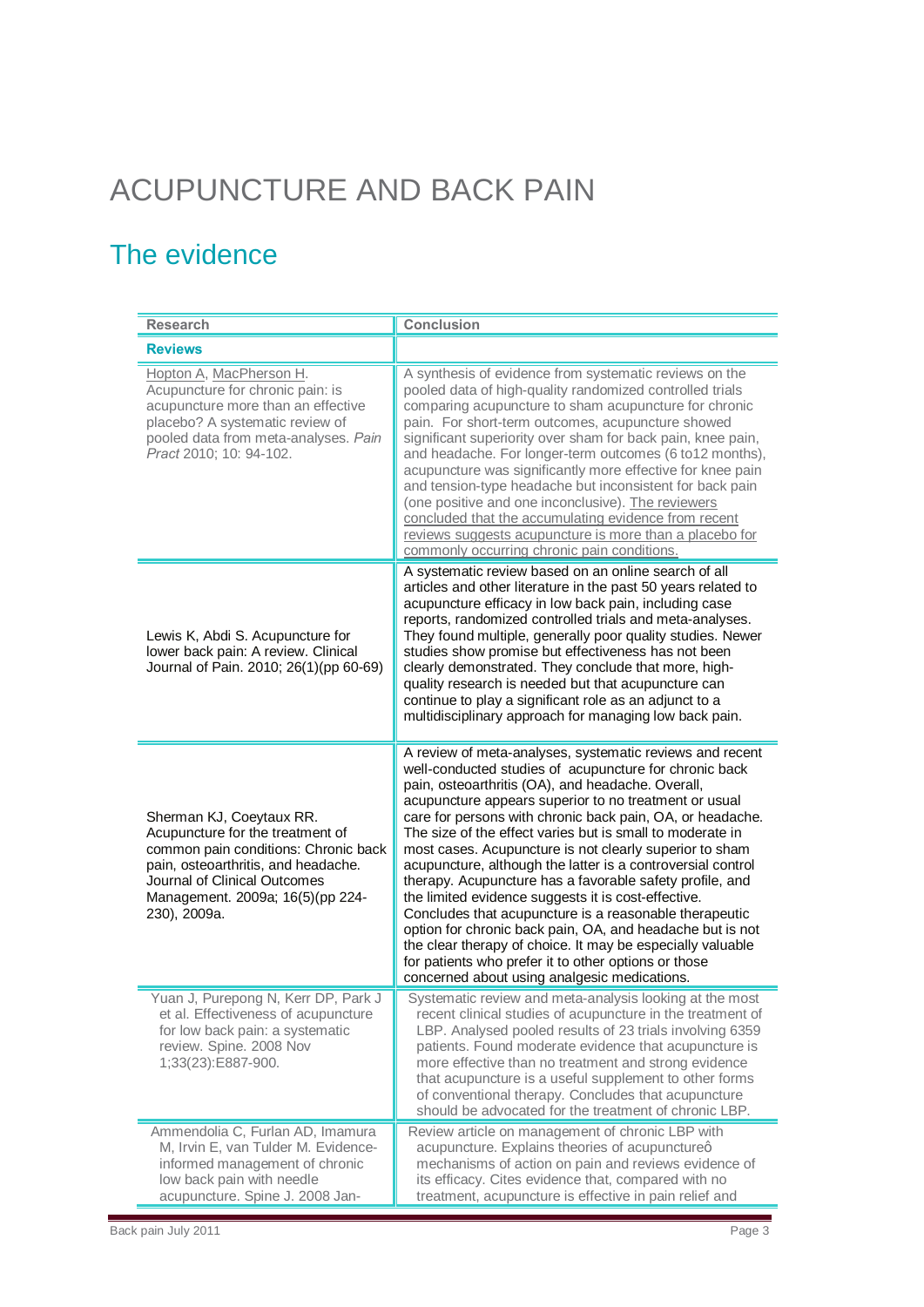# ACUPUNCTURE AND BACK PAIN

## The evidence

| Research | Conclusion |
|---|---|
| **Reviews** | |
| Hopton A, MacPherson H. Acupuncture for chronic pain: is acupuncture more than an effective placebo? A systematic review of pooled data from meta-analyses. *Pain Pract* 2010; 10: 94-102. | A synthesis of evidence from systematic reviews on the pooled data of high-quality randomized controlled trials comparing acupuncture to sham acupuncture for chronic pain. For short-term outcomes, acupuncture showed significant superiority over sham for back pain, knee pain, and headache. For longer-term outcomes (6 to12 months), acupuncture was significantly more effective for knee pain and tension-type headache but inconsistent for back pain (one positive and one inconclusive). The reviewers concluded that the accumulating evidence from recent reviews suggests acupuncture is more than a placebo for commonly occurring chronic pain conditions. |
| Lewis K, Abdi S. Acupuncture for lower back pain: A review. Clinical Journal of Pain. 2010; 26(1)(pp 60-69) | A systematic review based on an online search of all articles and other literature in the past 50 years related to acupuncture efficacy in low back pain, including case reports, randomized controlled trials and meta-analyses. They found multiple, generally poor quality studies. Newer studies show promise but effectiveness has not been clearly demonstrated. They conclude that more, high-quality research is needed but that acupuncture can continue to play a significant role as an adjunct to a multidisciplinary approach for managing low back pain. |
| Sherman KJ, Coeytaux RR. Acupuncture for the treatment of common pain conditions: Chronic back pain, osteoarthritis, and headache. Journal of Clinical Outcomes Management. 2009a; 16(5)(pp 224-230), 2009a. | A review of meta-analyses, systematic reviews and recent well-conducted studies of acupuncture for chronic back pain, osteoarthritis (OA), and headache. Overall, acupuncture appears superior to no treatment or usual care for persons with chronic back pain, OA, or headache. The size of the effect varies but is small to moderate in most cases. Acupuncture is not clearly superior to sham acupuncture, although the latter is a controversial control therapy. Acupuncture has a favorable safety profile, and the limited evidence suggests it is cost-effective. Concludes that acupuncture is a reasonable therapeutic option for chronic back pain, OA, and headache but is not the clear therapy of choice. It may be especially valuable for patients who prefer it to other options or those concerned about using analgesic medications. |
| Yuan J, Purepong N, Kerr DP, Park J et al. Effectiveness of acupuncture for low back pain: a systematic review. Spine. 2008 Nov 1;33(23):E887-900. | Systematic review and meta-analysis looking at the most recent clinical studies of acupuncture in the treatment of LBP. Analysed pooled results of 23 trials involving 6359 patients. Found moderate evidence that acupuncture is more effective than no treatment and strong evidence that acupuncture is a useful supplement to other forms of conventional therapy. Concludes that acupuncture should be advocated for the treatment of chronic LBP. |
| Ammendolia C, Furlan AD, Imamura M, Irvin E, van Tulder M. Evidence-informed management of chronic low back pain with needle acupuncture. Spine J. 2008 Jan- | Review article on management of chronic LBP with acupuncture. Explains theories of acupunctureô mechanisms of action on pain and reviews evidence of its efficacy. Cites evidence that, compared with no treatment, acupuncture is effective in pain relief and |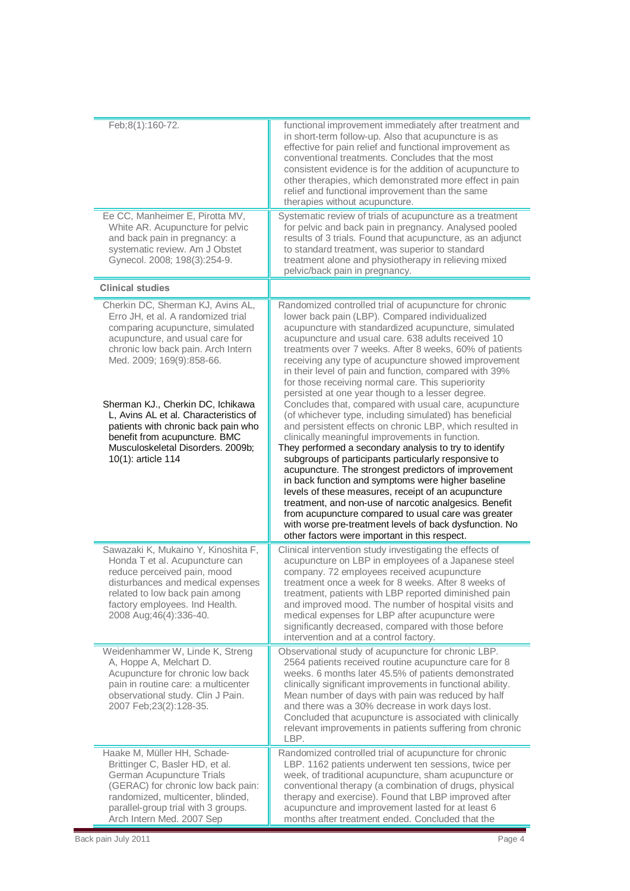| | |
|---|---|
| Feb;8(1):160-72. | functional improvement immediately after treatment and in short-term follow-up. Also that acupuncture is as effective for pain relief and functional improvement as conventional treatments. Concludes that the most consistent evidence is for the addition of acupuncture to other therapies, which demonstrated more effect in pain relief and functional improvement than the same therapies without acupuncture. |
| Ee CC, Manheimer E, Pirotta MV, White AR. Acupuncture for pelvic and back pain in pregnancy: a systematic review. Am J Obstet Gynecol. 2008; 198(3):254-9. | Systematic review of trials of acupuncture as a treatment for pelvic and back pain in pregnancy. Analysed pooled results of 3 trials. Found that acupuncture, as an adjunct to standard treatment, was superior to standard treatment alone and physiotherapy in relieving mixed pelvic/back pain in pregnancy. |
| **Clinical studies** | |
| Cherkin DC, Sherman KJ, Avins AL, Erro JH, et al. A randomized trial comparing acupuncture, simulated acupuncture, and usual care for chronic low back pain. Arch Intern Med. 2009; 169(9):858-66.<br><br>Sherman KJ., Cherkin DC, Ichikawa L, Avins AL et al. Characteristics of patients with chronic back pain who benefit from acupuncture. BMC Musculoskeletal Disorders. 2009b; 10(1): article 114 | Randomized controlled trial of acupuncture for chronic lower back pain (LBP). Compared individualized acupuncture with standardized acupuncture, simulated acupuncture and usual care. 638 adults received 10 treatments over 7 weeks. After 8 weeks, 60% of patients receiving any type of acupuncture showed improvement in their level of pain and function, compared with 39% for those receiving normal care. This superiority persisted at one year though to a lesser degree. Concludes that, compared with usual care, acupuncture (of whichever type, including simulated) has beneficial and persistent effects on chronic LBP, which resulted in clinically meaningful improvements in function.<br>They performed a secondary analysis to try to identify subgroups of participants particularly responsive to acupuncture. The strongest predictors of improvement in back function and symptoms were higher baseline levels of these measures, receipt of an acupuncture treatment, and non-use of narcotic analgesics. Benefit from acupuncture compared to usual care was greater with worse pre-treatment levels of back dysfunction. No other factors were important in this respect. |
| Sawazaki K, Mukaino Y, Kinoshita F, Honda T et al. Acupuncture can reduce perceived pain, mood disturbances and medical expenses related to low back pain among factory employees. Ind Health. 2008 Aug;46(4):336-40. | Clinical intervention study investigating the effects of acupuncture on LBP in employees of a Japanese steel company. 72 employees received acupuncture treatment once a week for 8 weeks. After 8 weeks of treatment, patients with LBP reported diminished pain and improved mood. The number of hospital visits and medical expenses for LBP after acupuncture were significantly decreased, compared with those before intervention and at a control factory. |
| Weidenhammer W, Linde K, Streng A, Hoppe A, Melchart D. Acupuncture for chronic low back pain in routine care: a multicenter observational study. Clin J Pain. 2007 Feb;23(2):128-35. | Observational study of acupuncture for chronic LBP. 2564 patients received routine acupuncture care for 8 weeks. 6 months later 45.5% of patients demonstrated clinically significant improvements in functional ability. Mean number of days with pain was reduced by half and there was a 30% decrease in work days lost. Concluded that acupuncture is associated with clinically relevant improvements in patients suffering from chronic LBP. |
| Haake M, Müller HH, Schade-Brittinger C, Basler HD, et al. German Acupuncture Trials (GERAC) for chronic low back pain: randomized, multicenter, blinded, parallel-group trial with 3 groups. Arch Intern Med. 2007 Sep | Randomized controlled trial of acupuncture for chronic LBP. 1162 patients underwent ten sessions, twice per week, of traditional acupuncture, sham acupuncture or conventional therapy (a combination of drugs, physical therapy and exercise). Found that LBP improved after acupuncture and improvement lasted for at least 6 months after treatment ended. Concluded that the |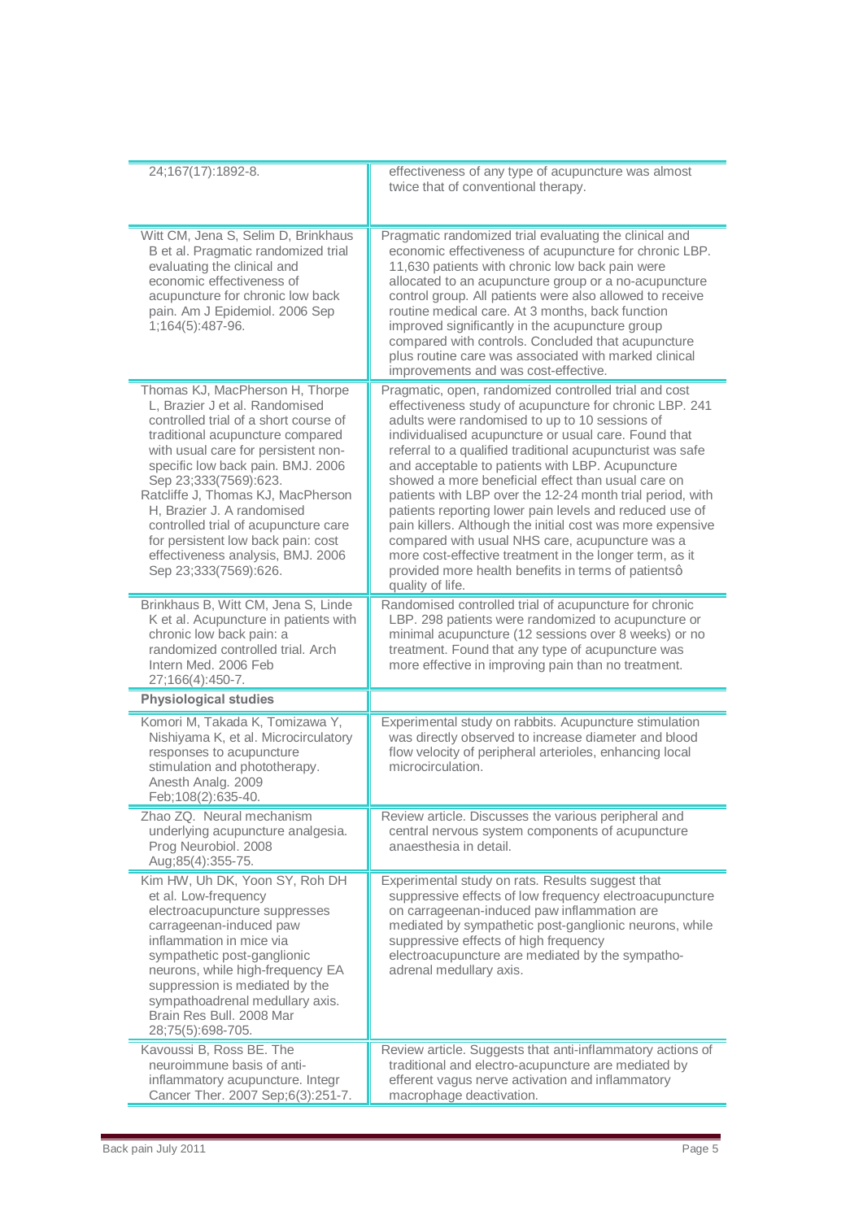| | |
|---|---|
| 24;167(17):1892-8. | effectiveness of any type of acupuncture was almost twice that of conventional therapy. |
| Witt CM, Jena S, Selim D, Brinkhaus B et al. Pragmatic randomized trial evaluating the clinical and economic effectiveness of acupuncture for chronic low back pain. Am J Epidemiol. 2006 Sep 1;164(5):487-96. | Pragmatic randomized trial evaluating the clinical and economic effectiveness of acupuncture for chronic LBP. 11,630 patients with chronic low back pain were allocated to an acupuncture group or a no-acupuncture control group. All patients were also allowed to receive routine medical care. At 3 months, back function improved significantly in the acupuncture group compared with controls. Concluded that acupuncture plus routine care was associated with marked clinical improvements and was cost-effective. |
| Thomas KJ, MacPherson H, Thorpe L, Brazier J et al. Randomised controlled trial of a short course of traditional acupuncture compared with usual care for persistent non-specific low back pain. BMJ. 2006 Sep 23;333(7569):623. Ratcliffe J, Thomas KJ, MacPherson H, Brazier J. A randomised controlled trial of acupuncture care for persistent low back pain: cost effectiveness analysis, BMJ. 2006 Sep 23;333(7569):626. | Pragmatic, open, randomized controlled trial and cost effectiveness study of acupuncture for chronic LBP. 241 adults were randomised to up to 10 sessions of individualised acupuncture or usual care. Found that referral to a qualified traditional acupuncturist was safe and acceptable to patients with LBP. Acupuncture showed a more beneficial effect than usual care on patients with LBP over the 12-24 month trial period, with patients reporting lower pain levels and reduced use of pain killers. Although the initial cost was more expensive compared with usual NHS care, acupuncture was a more cost-effective treatment in the longer term, as it provided more health benefits in terms of patientsô quality of life. |
| Brinkhaus B, Witt CM, Jena S, Linde K et al. Acupuncture in patients with chronic low back pain: a randomized controlled trial. Arch Intern Med. 2006 Feb 27;166(4):450-7. | Randomised controlled trial of acupuncture for chronic LBP. 298 patients were randomized to acupuncture or minimal acupuncture (12 sessions over 8 weeks) or no treatment. Found that any type of acupuncture was more effective in improving pain than no treatment. |
| **Physiological studies** | |
| Komori M, Takada K, Tomizawa Y, Nishiyama K, et al. Microcirculatory responses to acupuncture stimulation and phototherapy. Anesth Analg. 2009 Feb;108(2):635-40. | Experimental study on rabbits. Acupuncture stimulation was directly observed to increase diameter and blood flow velocity of peripheral arterioles, enhancing local microcirculation. |
| Zhao ZQ. Neural mechanism underlying acupuncture analgesia. Prog Neurobiol. 2008 Aug;85(4):355-75. | Review article. Discusses the various peripheral and central nervous system components of acupuncture anaesthesia in detail. |
| Kim HW, Uh DK, Yoon SY, Roh DH et al. Low-frequency electroacupuncture suppresses carrageenan-induced paw inflammation in mice via sympathetic post-ganglionic neurons, while high-frequency EA suppression is mediated by the sympathoadrenal medullary axis. Brain Res Bull. 2008 Mar 28;75(5):698-705. | Experimental study on rats. Results suggest that suppressive effects of low frequency electroacupuncture on carrageenan-induced paw inflammation are mediated by sympathetic post-ganglionic neurons, while suppressive effects of high frequency electroacupuncture are mediated by the sympatho-adrenal medullary axis. |
| Kavoussi B, Ross BE. The neuroimmune basis of anti-inflammatory acupuncture. Integr Cancer Ther. 2007 Sep;6(3):251-7. | Review article. Suggests that anti-inflammatory actions of traditional and electro-acupuncture are mediated by efferent vagus nerve activation and inflammatory macrophage deactivation. |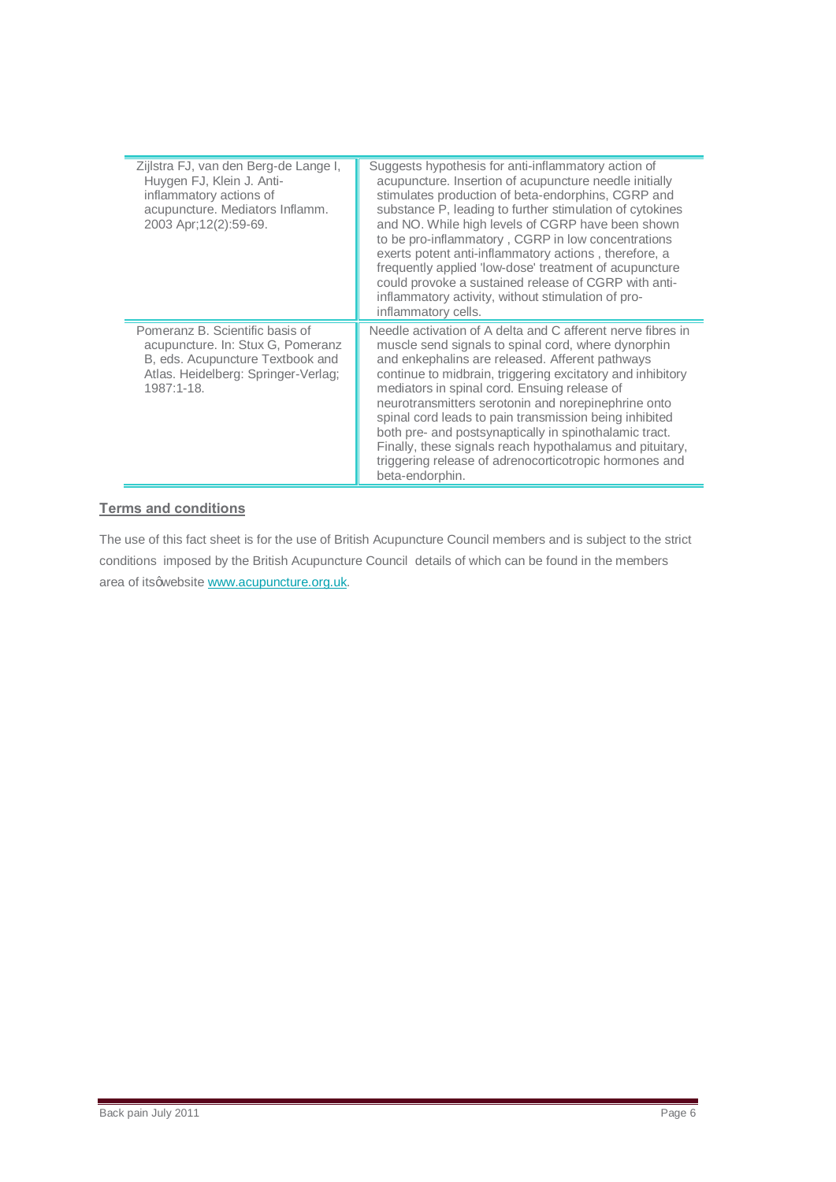| | |
|---|---|
| Zijlstra FJ, van den Berg-de Lange I, Huygen FJ, Klein J. Anti-inflammatory actions of acupuncture. Mediators Inflamm. 2003 Apr;12(2):59-69. | Suggests hypothesis for anti-inflammatory action of acupuncture. Insertion of acupuncture needle initially stimulates production of beta-endorphins, CGRP and substance P, leading to further stimulation of cytokines and NO. While high levels of CGRP have been shown to be pro-inflammatory , CGRP in low concentrations exerts potent anti-inflammatory actions , therefore, a frequently applied 'low-dose' treatment of acupuncture could provoke a sustained release of CGRP with anti-inflammatory activity, without stimulation of pro-inflammatory cells. |
| Pomeranz B. Scientific basis of acupuncture. In: Stux G, Pomeranz B, eds. Acupuncture Textbook and Atlas. Heidelberg: Springer-Verlag; 1987:1-18. | Needle activation of A delta and C afferent nerve fibres in muscle send signals to spinal cord, where dynorphin and enkephalins are released. Afferent pathways continue to midbrain, triggering excitatory and inhibitory mediators in spinal cord. Ensuing release of neurotransmitters serotonin and norepinephrine onto spinal cord leads to pain transmission being inhibited both pre- and postsynaptically in spinothalamic tract. Finally, these signals reach hypothalamus and pituitary, triggering release of adrenocorticotropic hormones and beta-endorphin. |

## Terms and conditions

The use of this fact sheet is for the use of British Acupuncture Council members and is subject to the strict conditions imposed by the British Acupuncture Council details of which can be found in the members area of its website www.acupuncture.org.uk.